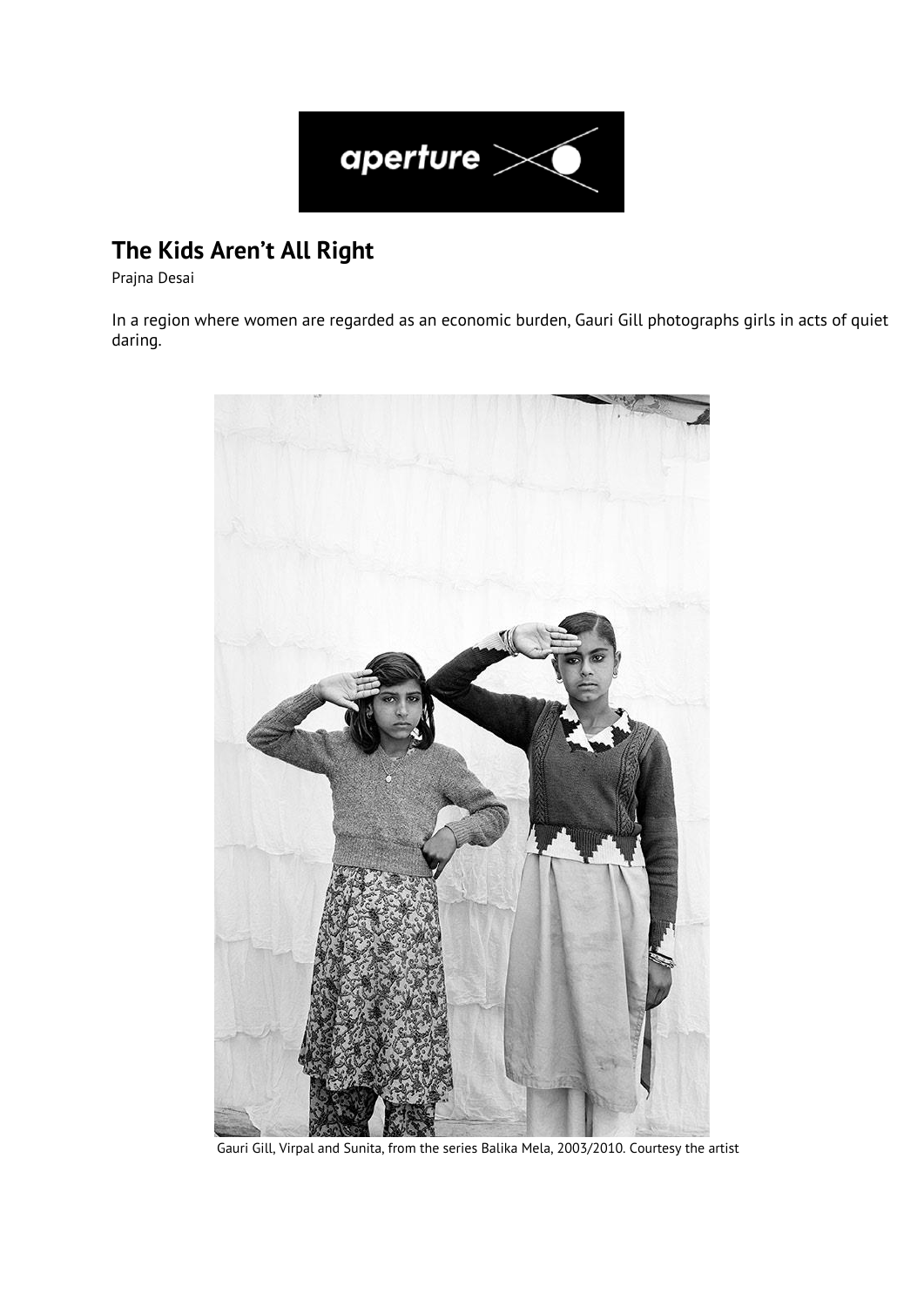# The Kids Aren't All Right

Prajna Desai

In a region where women are regarded as an economic burden, Gauri Gill photographs girls in acts of quiet daring.

Gauri Gill, Virpal and Sunita, from the series Balika Mela, 2003/2010. Courtesy the artist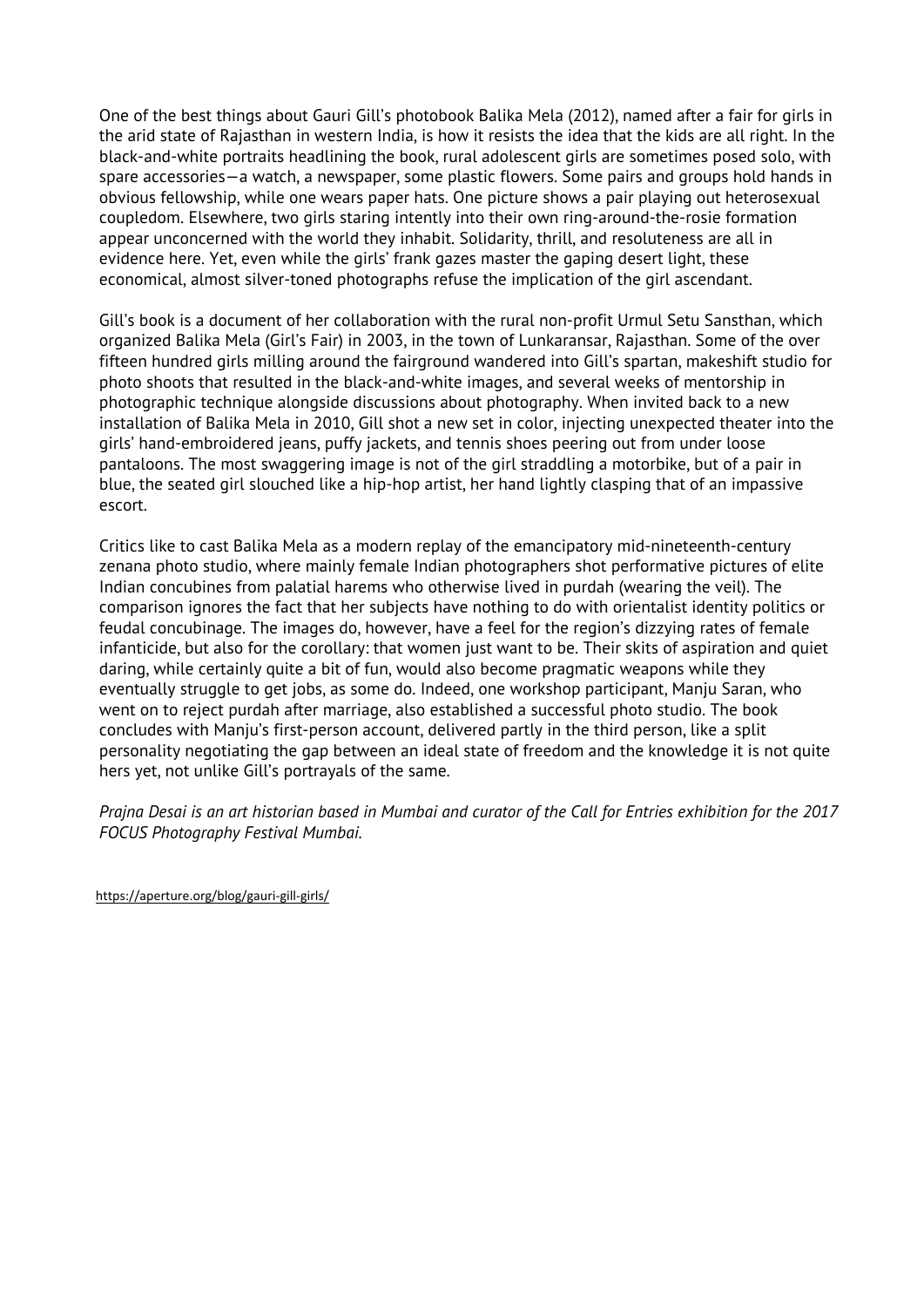One of the best things about Gauri Gill's photobook Balika Mela (2012), named after a fair for girls in the arid state of Rajasthan in western India, is how it resists the idea that the kids are all right. In the black-and-white portraits headlining the book, rural adolescent girls are sometimes posed solo, with spare accessories—a watch, a newspaper, some plastic flowers. Some pairs and groups hold hands in obvious fellowship, while one wears paper hats. One picture shows a pair playing out heterosexual coupledom. Elsewhere, two girls staring intently into their own ring-around-the-rosie formation appear unconcerned with the world they inhabit. Solidarity, thrill, and resoluteness are all in evidence here. Yet, even while the girls' frank gazes master the gaping desert light, these economical, almost silver-toned photographs refuse the implication of the girl ascendant.

Gill's book is a document of her collaboration with the rural non-profit Urmul Setu Sansthan, which organized Balika Mela (Girl's Fair) in 2003, in the town of Lunkaransar, Rajasthan. Some of the over fifteen hundred girls milling around the fairground wandered into Gill's spartan, makeshift studio for photo shoots that resulted in the black-and-white images, and several weeks of mentorship in photographic technique alongside discussions about photography. When invited back to a new installation of Balika Mela in 2010, Gill shot a new set in color, injecting unexpected theater into the girls' hand-embroidered jeans, puffy jackets, and tennis shoes peering out from under loose pantaloons. The most swaggering image is not of the girl straddling a motorbike, but of a pair in blue, the seated girl slouched like a hip-hop artist, her hand lightly clasping that of an impassive escort.

Critics like to cast Balika Mela as a modern replay of the emancipatory mid-nineteenth-century zenana photo studio, where mainly female Indian photographers shot performative pictures of elite Indian concubines from palatial harems who otherwise lived in purdah (wearing the veil). The comparison ignores the fact that her subjects have nothing to do with orientalist identity politics or feudal concubinage. The images do, however, have a feel for the region's dizzying rates of female infanticide, but also for the corollary: that women just want to be. Their skits of aspiration and quiet daring, while certainly quite a bit of fun, would also become pragmatic weapons while they eventually struggle to get jobs, as some do. Indeed, one workshop participant, Manju Saran, who went on to reject purdah after marriage, also established a successful photo studio. The book concludes with Manju's first-person account, delivered partly in the third person, like a split personality negotiating the gap between an ideal state of freedom and the knowledge it is not quite hers yet, not unlike Gill's portrayals of the same.

*Prajna Desai is an art historian based in Mumbai and curator of the Call for Entries exhibition for the 2017 FOCUS Photography Festival Mumbai.*

https://aperture.org/blog/gauri-gill-girls/